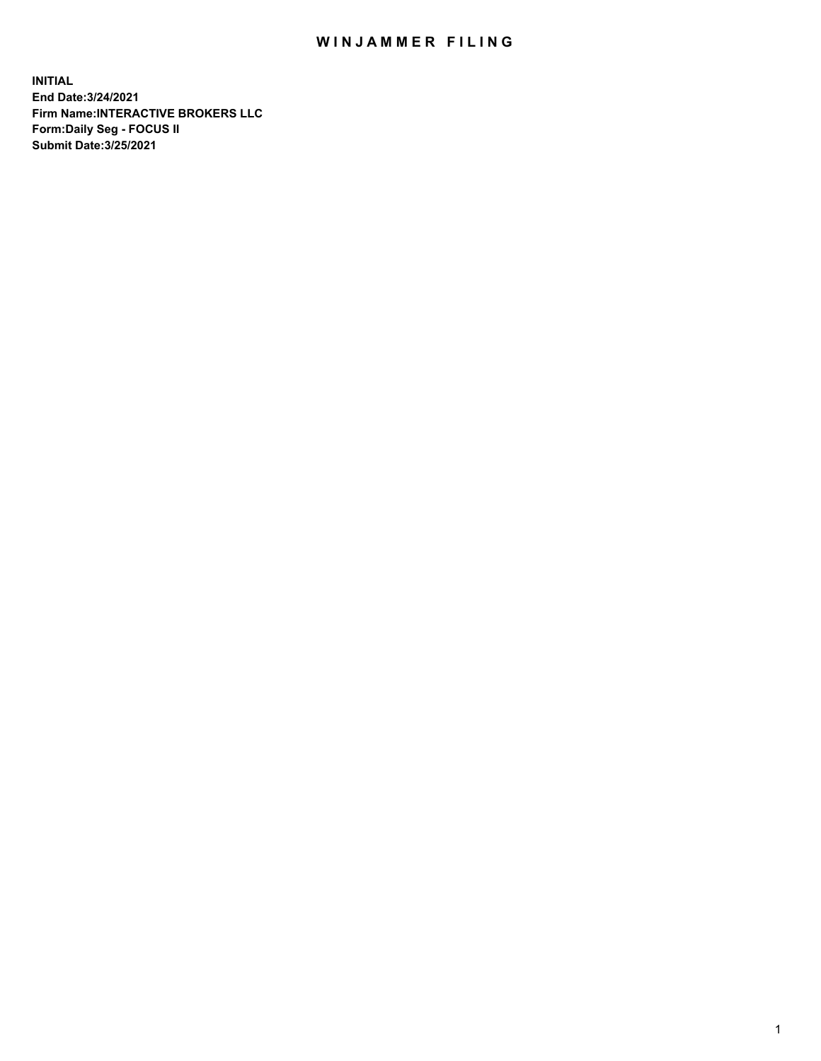# WINJAMMER FILING

**INITIAL**
**End Date:3/24/2021**
**Firm Name:INTERACTIVE BROKERS LLC**
**Form:Daily Seg - FOCUS II**
**Submit Date:3/25/2021**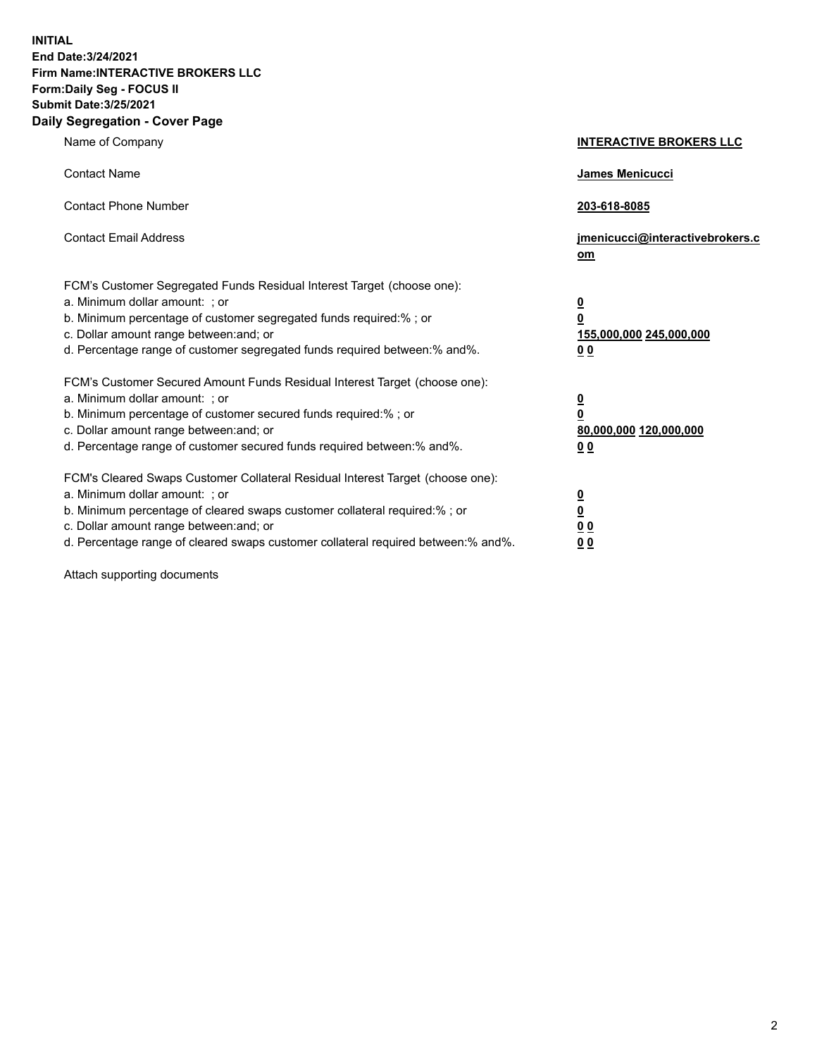**INITIAL**
**End Date:3/24/2021**
**Firm Name:INTERACTIVE BROKERS LLC**
**Form:Daily Seg - FOCUS II**
**Submit Date:3/25/2021**

## Daily Segregation - Cover Page

| | |
|---|---|
| Name of Company | **INTERACTIVE BROKERS LLC** |
| Contact Name | **James Menicucci** |
| Contact Phone Number | **203-618-8085** |
| Contact Email Address | **jmenicucci@interactivebrokers.com** |

FCM's Customer Segregated Funds Residual Interest Target (choose one):

| | |
|---|---|
| a. Minimum dollar amount: ; or | **0** |
| b. Minimum percentage of customer segregated funds required:% ; or | **0** |
| c. Dollar amount range between:and; or | **155,000,000 245,000,000** |
| d. Percentage range of customer segregated funds required between:% and%. | **0 0** |

FCM's Customer Secured Amount Funds Residual Interest Target (choose one):

| | |
|---|---|
| a. Minimum dollar amount: ; or | **0** |
| b. Minimum percentage of customer secured funds required:% ; or | **0** |
| c. Dollar amount range between:and; or | **80,000,000 120,000,000** |
| d. Percentage range of customer secured funds required between:% and%. | **0 0** |

FCM's Cleared Swaps Customer Collateral Residual Interest Target (choose one):

| | |
|---|---|
| a. Minimum dollar amount: ; or | **0** |
| b. Minimum percentage of cleared swaps customer collateral required:% ; or | **0** |
| c. Dollar amount range between:and; or | **0 0** |
| d. Percentage range of cleared swaps customer collateral required between:% and%. | **0 0** |

Attach supporting documents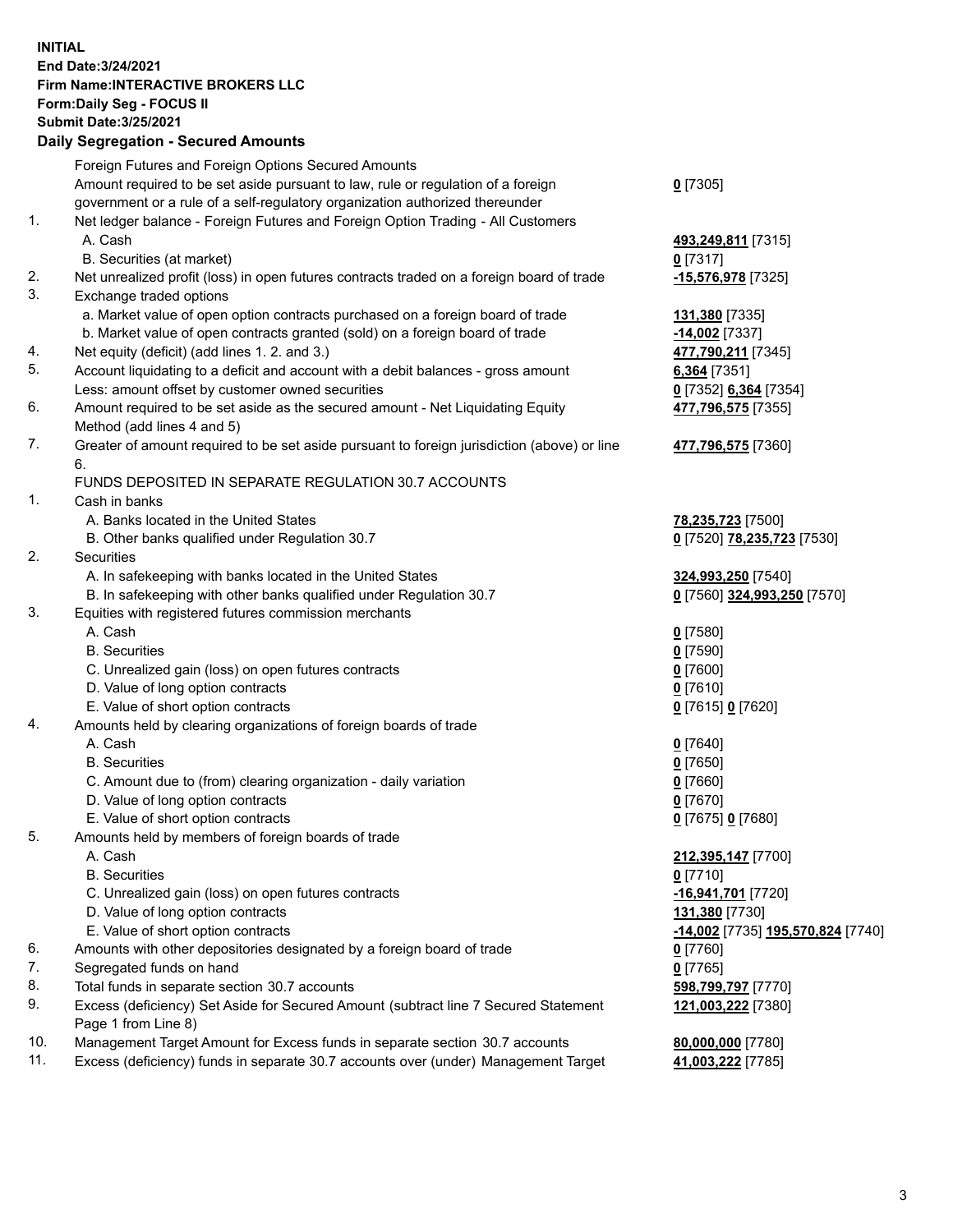**INITIAL**
**End Date:3/24/2021**
**Firm Name:INTERACTIVE BROKERS LLC**
**Form:Daily Seg - FOCUS II**
**Submit Date:3/25/2021**

## Daily Segregation - Secured Amounts

| | | |
|---|---|---|
| | Foreign Futures and Foreign Options Secured Amounts | |
| | Amount required to be set aside pursuant to law, rule or regulation of a foreign government or a rule of a self-regulatory organization authorized thereunder | **0** [7305] |
| 1. | Net ledger balance - Foreign Futures and Foreign Option Trading - All Customers | |
| | A. Cash | **493,249,811** [7315] |
| | B. Securities (at market) | **0** [7317] |
| 2. | Net unrealized profit (loss) in open futures contracts traded on a foreign board of trade | **-15,576,978** [7325] |
| 3. | Exchange traded options | |
| | a. Market value of open option contracts purchased on a foreign board of trade | **131,380** [7335] |
| | b. Market value of open contracts granted (sold) on a foreign board of trade | **-14,002** [7337] |
| 4. | Net equity (deficit) (add lines 1. 2. and 3.) | **477,790,211** [7345] |
| 5. | Account liquidating to a deficit and account with a debit balances - gross amount | **6,364** [7351] |
| | Less: amount offset by customer owned securities | **0** [7352] **6,364** [7354] |
| 6. | Amount required to be set aside as the secured amount - Net Liquidating Equity Method (add lines 4 and 5) | **477,796,575** [7355] |
| 7. | Greater of amount required to be set aside pursuant to foreign jurisdiction (above) or line 6. | **477,796,575** [7360] |
| | FUNDS DEPOSITED IN SEPARATE REGULATION 30.7 ACCOUNTS | |
| 1. | Cash in banks | |
| | A. Banks located in the United States | **78,235,723** [7500] |
| | B. Other banks qualified under Regulation 30.7 | **0** [7520] **78,235,723** [7530] |
| 2. | Securities | |
| | A. In safekeeping with banks located in the United States | **324,993,250** [7540] |
| | B. In safekeeping with other banks qualified under Regulation 30.7 | **0** [7560] **324,993,250** [7570] |
| 3. | Equities with registered futures commission merchants | |
| | A. Cash | **0** [7580] |
| | B. Securities | **0** [7590] |
| | C. Unrealized gain (loss) on open futures contracts | **0** [7600] |
| | D. Value of long option contracts | **0** [7610] |
| | E. Value of short option contracts | **0** [7615] **0** [7620] |
| 4. | Amounts held by clearing organizations of foreign boards of trade | |
| | A. Cash | **0** [7640] |
| | B. Securities | **0** [7650] |
| | C. Amount due to (from) clearing organization - daily variation | **0** [7660] |
| | D. Value of long option contracts | **0** [7670] |
| | E. Value of short option contracts | **0** [7675] **0** [7680] |
| 5. | Amounts held by members of foreign boards of trade | |
| | A. Cash | **212,395,147** [7700] |
| | B. Securities | **0** [7710] |
| | C. Unrealized gain (loss) on open futures contracts | **-16,941,701** [7720] |
| | D. Value of long option contracts | **131,380** [7730] |
| | E. Value of short option contracts | **-14,002** [7735] **195,570,824** [7740] |
| 6. | Amounts with other depositories designated by a foreign board of trade | **0** [7760] |
| 7. | Segregated funds on hand | **0** [7765] |
| 8. | Total funds in separate section 30.7 accounts | **598,799,797** [7770] |
| 9. | Excess (deficiency) Set Aside for Secured Amount (subtract line 7 Secured Statement Page 1 from Line 8) | **121,003,222** [7380] |
| 10. | Management Target Amount for Excess funds in separate section 30.7 accounts | **80,000,000** [7780] |
| 11. | Excess (deficiency) funds in separate 30.7 accounts over (under) Management Target | **41,003,222** [7785] |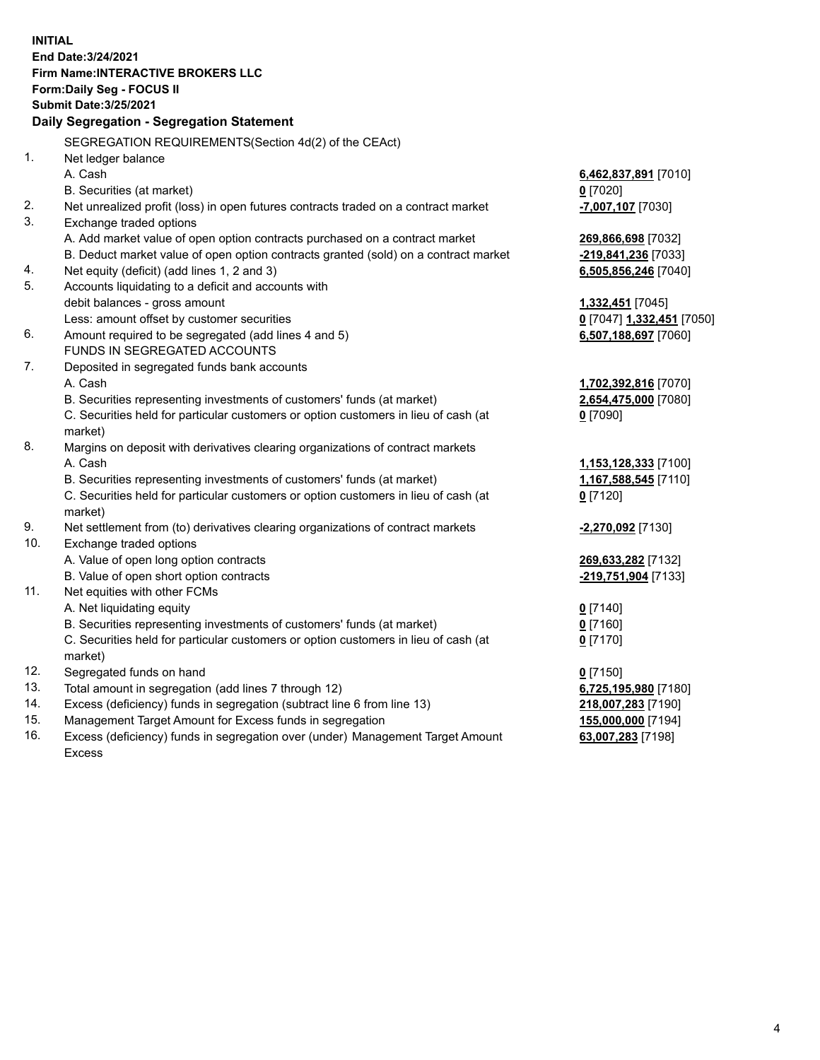**INITIAL**
**End Date:3/24/2021**
**Firm Name:INTERACTIVE BROKERS LLC**
**Form:Daily Seg - FOCUS II**
**Submit Date:3/25/2021**

## Daily Segregation - Segregation Statement

| | | |
|---|---|---|
| | SEGREGATION REQUIREMENTS(Section 4d(2) of the CEAct) | |
| 1. | Net ledger balance | |
| | A. Cash | **6,462,837,891** [7010] |
| | B. Securities (at market) | **0** [7020] |
| 2. | Net unrealized profit (loss) in open futures contracts traded on a contract market | **-7,007,107** [7030] |
| 3. | Exchange traded options | |
| | A. Add market value of open option contracts purchased on a contract market | **269,866,698** [7032] |
| | B. Deduct market value of open option contracts granted (sold) on a contract market | **-219,841,236** [7033] |
| 4. | Net equity (deficit) (add lines 1, 2 and 3) | **6,505,856,246** [7040] |
| 5. | Accounts liquidating to a deficit and accounts with | |
| | debit balances - gross amount | **1,332,451** [7045] |
| | Less: amount offset by customer securities | **0** [7047] **1,332,451** [7050] |
| 6. | Amount required to be segregated (add lines 4 and 5) | **6,507,188,697** [7060] |
| | FUNDS IN SEGREGATED ACCOUNTS | |
| 7. | Deposited in segregated funds bank accounts | |
| | A. Cash | **1,702,392,816** [7070] |
| | B. Securities representing investments of customers' funds (at market) | **2,654,475,000** [7080] |
| | C. Securities held for particular customers or option customers in lieu of cash (at market) | **0** [7090] |
| 8. | Margins on deposit with derivatives clearing organizations of contract markets | |
| | A. Cash | **1,153,128,333** [7100] |
| | B. Securities representing investments of customers' funds (at market) | **1,167,588,545** [7110] |
| | C. Securities held for particular customers or option customers in lieu of cash (at market) | **0** [7120] |
| 9. | Net settlement from (to) derivatives clearing organizations of contract markets | **-2,270,092** [7130] |
| 10. | Exchange traded options | |
| | A. Value of open long option contracts | **269,633,282** [7132] |
| | B. Value of open short option contracts | **-219,751,904** [7133] |
| 11. | Net equities with other FCMs | |
| | A. Net liquidating equity | **0** [7140] |
| | B. Securities representing investments of customers' funds (at market) | **0** [7160] |
| | C. Securities held for particular customers or option customers in lieu of cash (at market) | **0** [7170] |
| 12. | Segregated funds on hand | **0** [7150] |
| 13. | Total amount in segregation (add lines 7 through 12) | **6,725,195,980** [7180] |
| 14. | Excess (deficiency) funds in segregation (subtract line 6 from line 13) | **218,007,283** [7190] |
| 15. | Management Target Amount for Excess funds in segregation | **155,000,000** [7194] |
| 16. | Excess (deficiency) funds in segregation over (under) Management Target Amount Excess | **63,007,283** [7198] |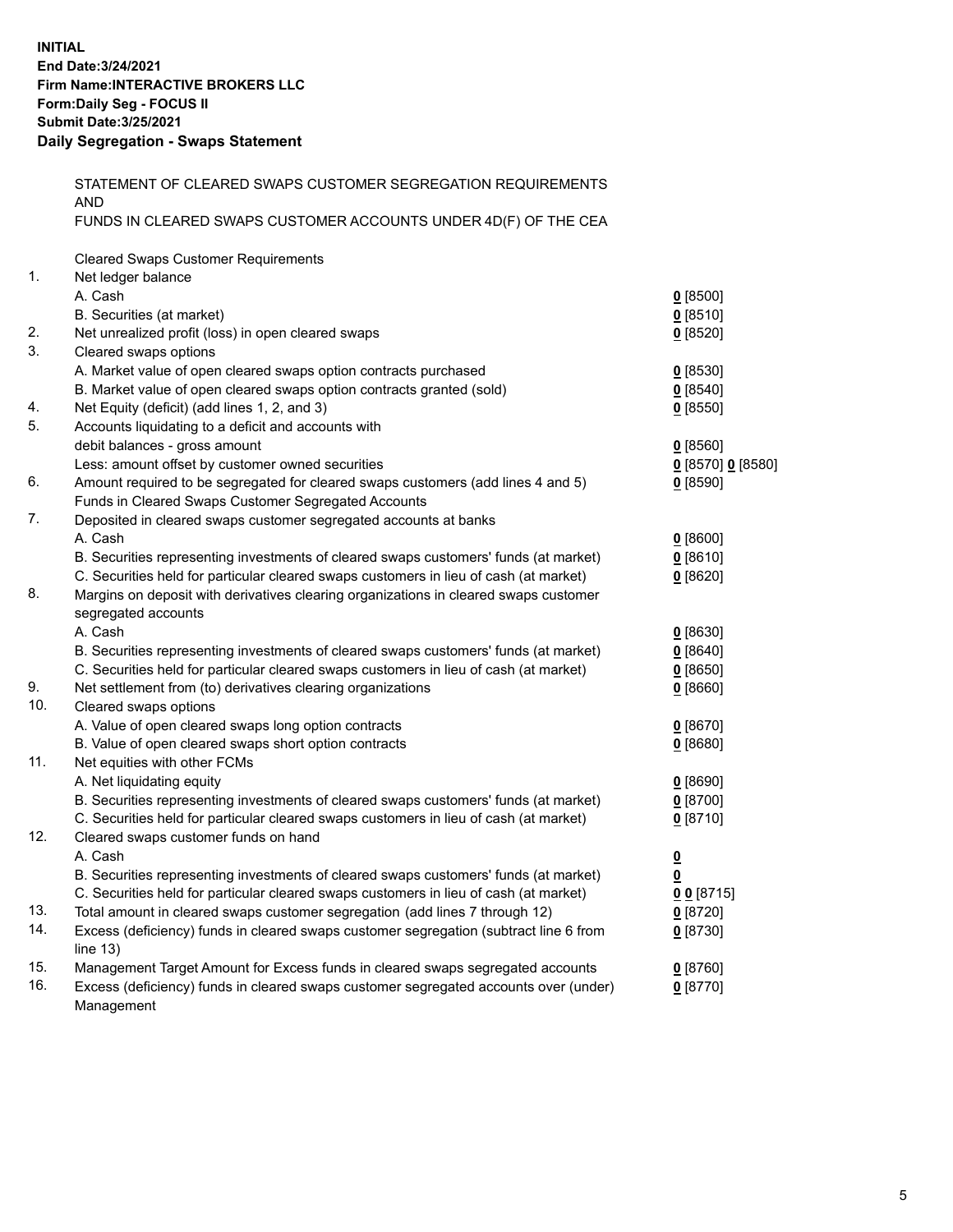**INITIAL**
**End Date:3/24/2021**
**Firm Name:INTERACTIVE BROKERS LLC**
**Form:Daily Seg - FOCUS II**
**Submit Date:3/25/2021**
**Daily Segregation - Swaps Statement**

STATEMENT OF CLEARED SWAPS CUSTOMER SEGREGATION REQUIREMENTS AND FUNDS IN CLEARED SWAPS CUSTOMER ACCOUNTS UNDER 4D(F) OF THE CEA

| | | |
|---|---|---|
| | Cleared Swaps Customer Requirements | |
| 1. | Net ledger balance | |
| | A. Cash | 0 [8500] |
| | B. Securities (at market) | 0 [8510] |
| 2. | Net unrealized profit (loss) in open cleared swaps | 0 [8520] |
| 3. | Cleared swaps options | |
| | A. Market value of open cleared swaps option contracts purchased | 0 [8530] |
| | B. Market value of open cleared swaps option contracts granted (sold) | 0 [8540] |
| 4. | Net Equity (deficit) (add lines 1, 2, and 3) | 0 [8550] |
| 5. | Accounts liquidating to a deficit and accounts with | |
| | debit balances - gross amount | 0 [8560] |
| | Less: amount offset by customer owned securities | 0 [8570] 0 [8580] |
| 6. | Amount required to be segregated for cleared swaps customers (add lines 4 and 5) | 0 [8590] |
| | Funds in Cleared Swaps Customer Segregated Accounts | |
| 7. | Deposited in cleared swaps customer segregated accounts at banks | |
| | A. Cash | 0 [8600] |
| | B. Securities representing investments of cleared swaps customers' funds (at market) | 0 [8610] |
| | C. Securities held for particular cleared swaps customers in lieu of cash (at market) | 0 [8620] |
| 8. | Margins on deposit with derivatives clearing organizations in cleared swaps customer segregated accounts | |
| | A. Cash | 0 [8630] |
| | B. Securities representing investments of cleared swaps customers' funds (at market) | 0 [8640] |
| | C. Securities held for particular cleared swaps customers in lieu of cash (at market) | 0 [8650] |
| 9. | Net settlement from (to) derivatives clearing organizations | 0 [8660] |
| 10. | Cleared swaps options | |
| | A. Value of open cleared swaps long option contracts | 0 [8670] |
| | B. Value of open cleared swaps short option contracts | 0 [8680] |
| 11. | Net equities with other FCMs | |
| | A. Net liquidating equity | 0 [8690] |
| | B. Securities representing investments of cleared swaps customers' funds (at market) | 0 [8700] |
| | C. Securities held for particular cleared swaps customers in lieu of cash (at market) | 0 [8710] |
| 12. | Cleared swaps customer funds on hand | |
| | A. Cash | 0 |
| | B. Securities representing investments of cleared swaps customers' funds (at market) | 0 |
| | C. Securities held for particular cleared swaps customers in lieu of cash (at market) | 0 0 [8715] |
| 13. | Total amount in cleared swaps customer segregation (add lines 7 through 12) | 0 [8720] |
| 14. | Excess (deficiency) funds in cleared swaps customer segregation (subtract line 6 from line 13) | 0 [8730] |
| 15. | Management Target Amount for Excess funds in cleared swaps segregated accounts | 0 [8760] |
| 16. | Excess (deficiency) funds in cleared swaps customer segregated accounts over (under) Management | 0 [8770] |